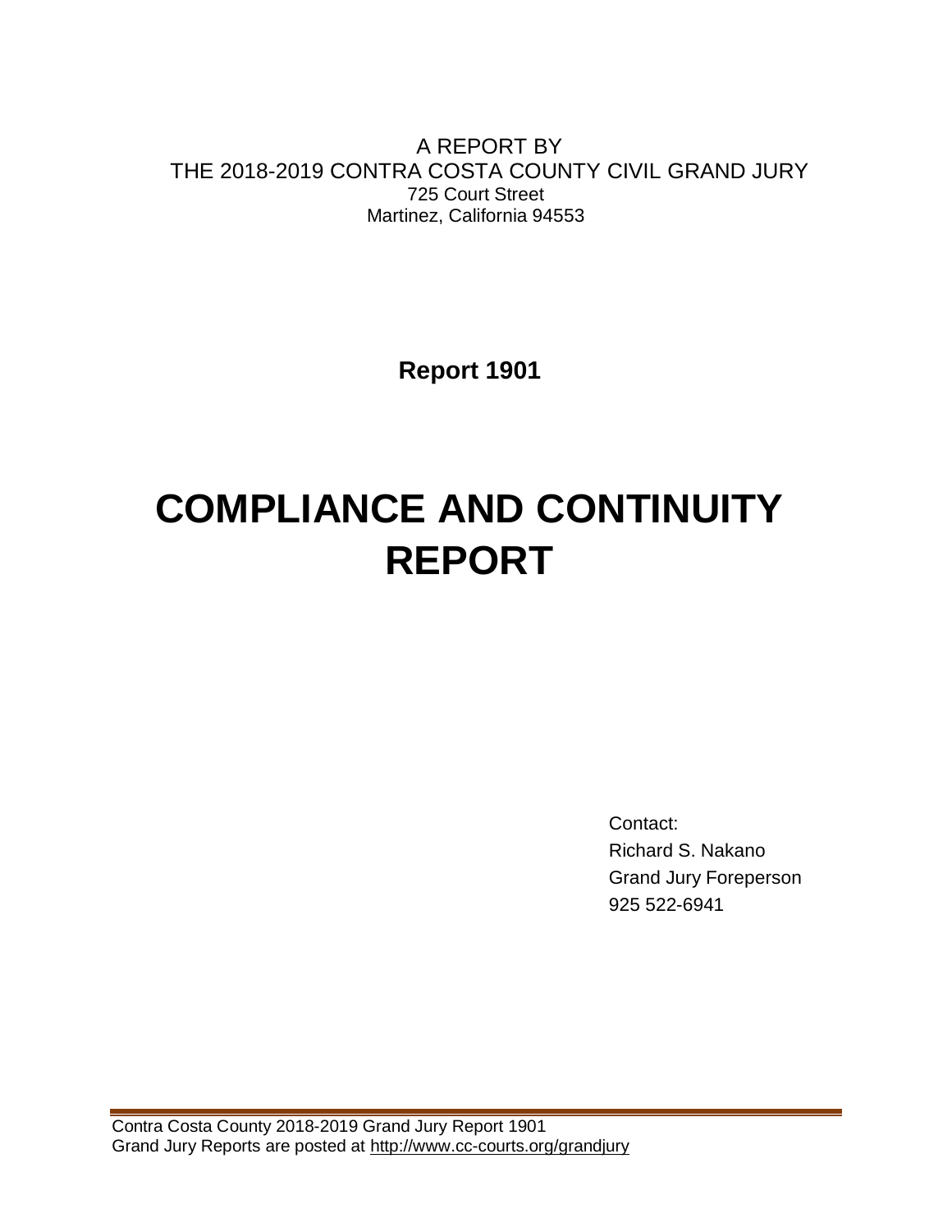A REPORT BY
THE 2018-2019 CONTRA COSTA COUNTY CIVIL GRAND JURY
725 Court Street
Martinez, California 94553

**Report 1901**

# COMPLIANCE AND CONTINUITY REPORT

Contact:
Richard S. Nakano
Grand Jury Foreperson
925 522-6941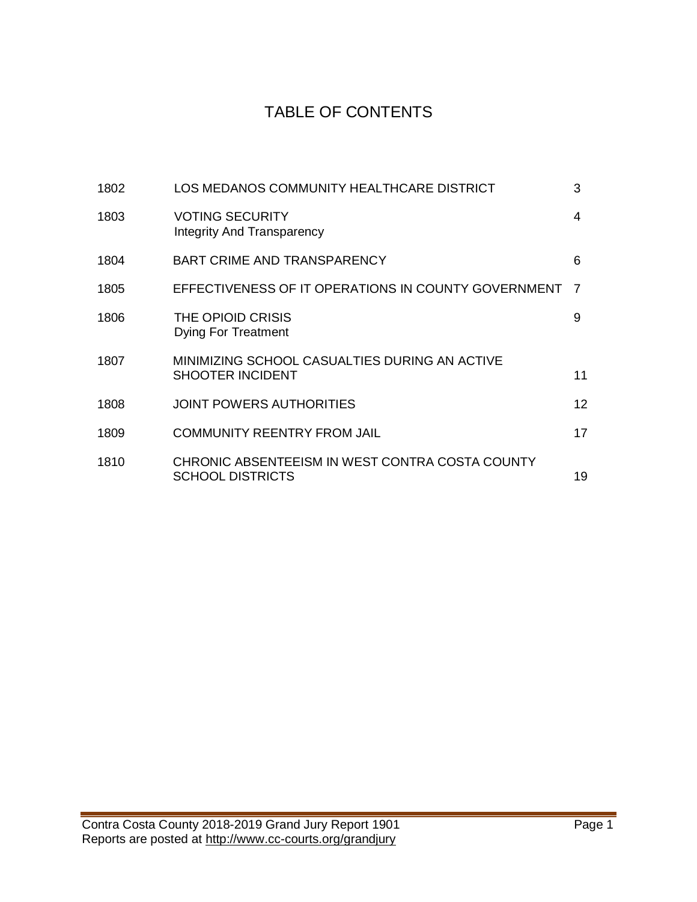# TABLE OF CONTENTS

| | | |
|---|---|---|
| 1802 | LOS MEDANOS COMMUNITY HEALTHCARE DISTRICT | 3 |
| 1803 | VOTING SECURITY<br>Integrity And Transparency | 4 |
| 1804 | BART CRIME AND TRANSPARENCY | 6 |
| 1805 | EFFECTIVENESS OF IT OPERATIONS IN COUNTY GOVERNMENT | 7 |
| 1806 | THE OPIOID CRISIS<br>Dying For Treatment | 9 |
| 1807 | MINIMIZING SCHOOL CASUALTIES DURING AN ACTIVE SHOOTER INCIDENT | 11 |
| 1808 | JOINT POWERS AUTHORITIES | 12 |
| 1809 | COMMUNITY REENTRY FROM JAIL | 17 |
| 1810 | CHRONIC ABSENTEEISM IN WEST CONTRA COSTA COUNTY SCHOOL DISTRICTS | 19 |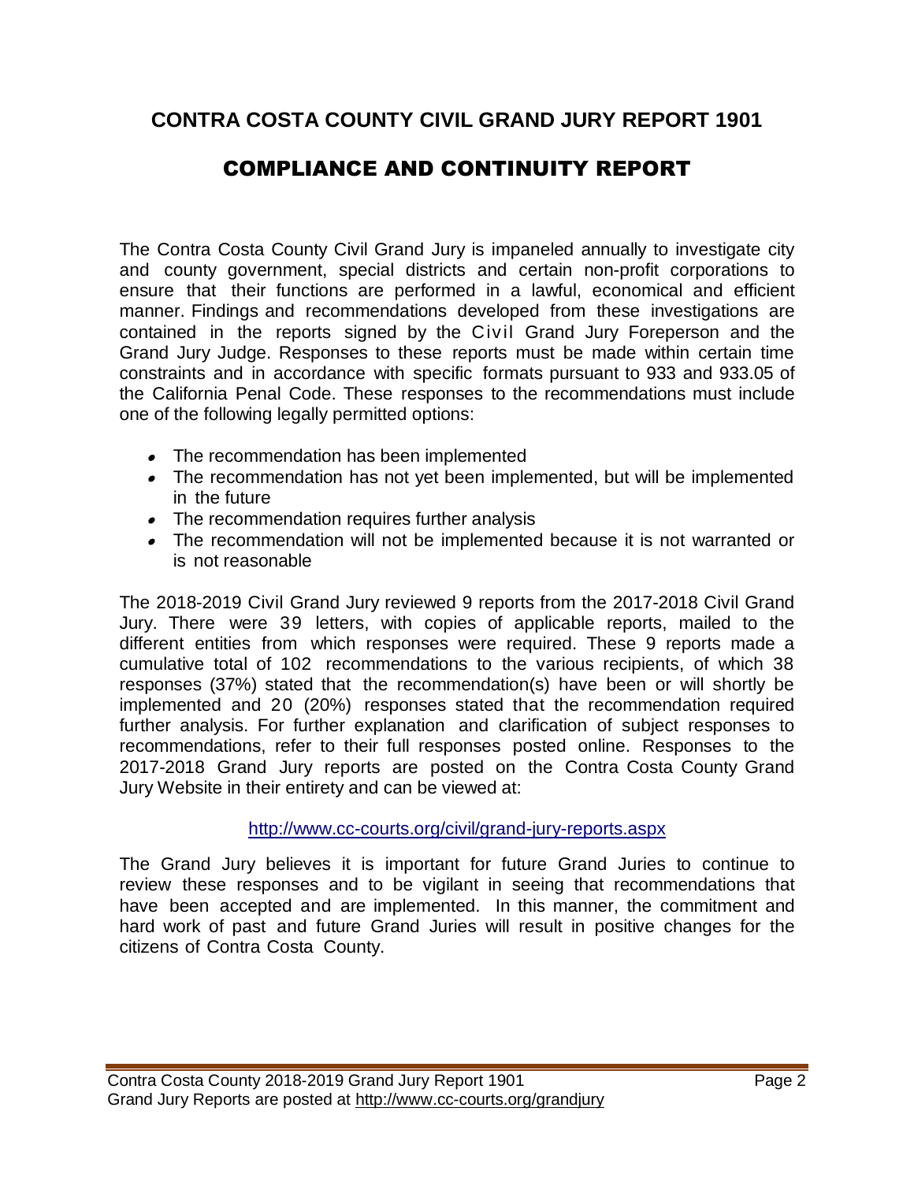# CONTRA COSTA COUNTY CIVIL GRAND JURY REPORT 1901

## COMPLIANCE AND CONTINUITY REPORT

The Contra Costa County Civil Grand Jury is impaneled annually to investigate city and county government, special districts and certain non-profit corporations to ensure that their functions are performed in a lawful, economical and efficient manner. Findings and recommendations developed from these investigations are contained in the reports signed by the Civil Grand Jury Foreperson and the Grand Jury Judge. Responses to these reports must be made within certain time constraints and in accordance with specific formats pursuant to 933 and 933.05 of the California Penal Code. These responses to the recommendations must include one of the following legally permitted options:

- The recommendation has been implemented
- The recommendation has not yet been implemented, but will be implemented in the future
- The recommendation requires further analysis
- The recommendation will not be implemented because it is not warranted or is not reasonable

The 2018-2019 Civil Grand Jury reviewed 9 reports from the 2017-2018 Civil Grand Jury. There were 39 letters, with copies of applicable reports, mailed to the different entities from which responses were required. These 9 reports made a cumulative total of 102 recommendations to the various recipients, of which 38 responses (37%) stated that the recommendation(s) have been or will shortly be implemented and 20 (20%) responses stated that the recommendation required further analysis. For further explanation and clarification of subject responses to recommendations, refer to their full responses posted online. Responses to the 2017-2018 Grand Jury reports are posted on the Contra Costa County Grand Jury Website in their entirety and can be viewed at:

http://www.cc-courts.org/civil/grand-jury-reports.aspx

The Grand Jury believes it is important for future Grand Juries to continue to review these responses and to be vigilant in seeing that recommendations that have been accepted and are implemented. In this manner, the commitment and hard work of past and future Grand Juries will result in positive changes for the citizens of Contra Costa County.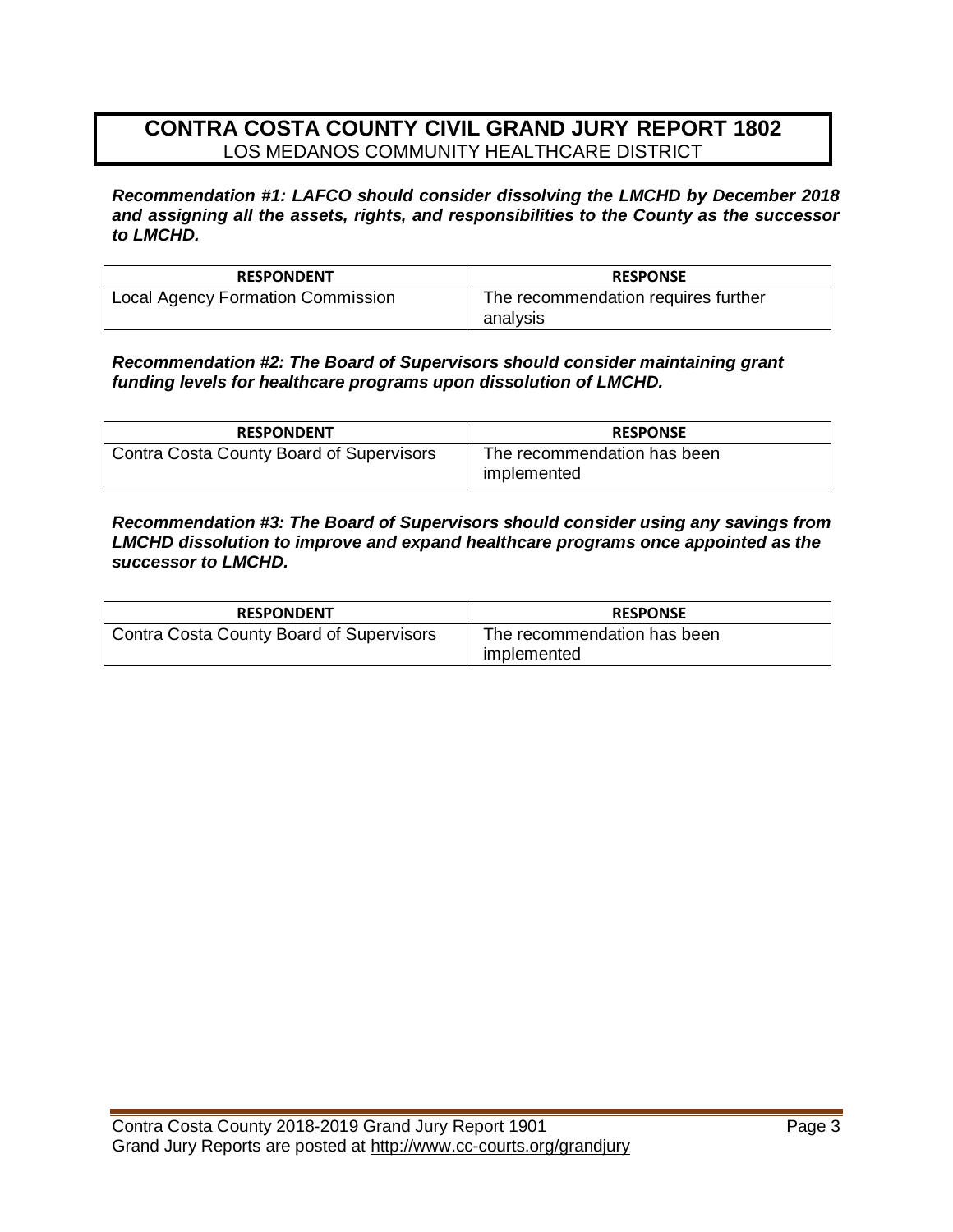# CONTRA COSTA COUNTY CIVIL GRAND JURY REPORT 1802

LOS MEDANOS COMMUNITY HEALTHCARE DISTRICT

***Recommendation #1: LAFCO should consider dissolving the LMCHD by December 2018 and assigning all the assets, rights, and responsibilities to the County as the successor to LMCHD.***

| RESPONDENT | RESPONSE |
|---|---|
| Local Agency Formation Commission | The recommendation requires further analysis |

***Recommendation #2: The Board of Supervisors should consider maintaining grant funding levels for healthcare programs upon dissolution of LMCHD.***

| RESPONDENT | RESPONSE |
|---|---|
| Contra Costa County Board of Supervisors | The recommendation has been implemented |

***Recommendation #3: The Board of Supervisors should consider using any savings from LMCHD dissolution to improve and expand healthcare programs once appointed as the successor to LMCHD.***

| RESPONDENT | RESPONSE |
|---|---|
| Contra Costa County Board of Supervisors | The recommendation has been implemented |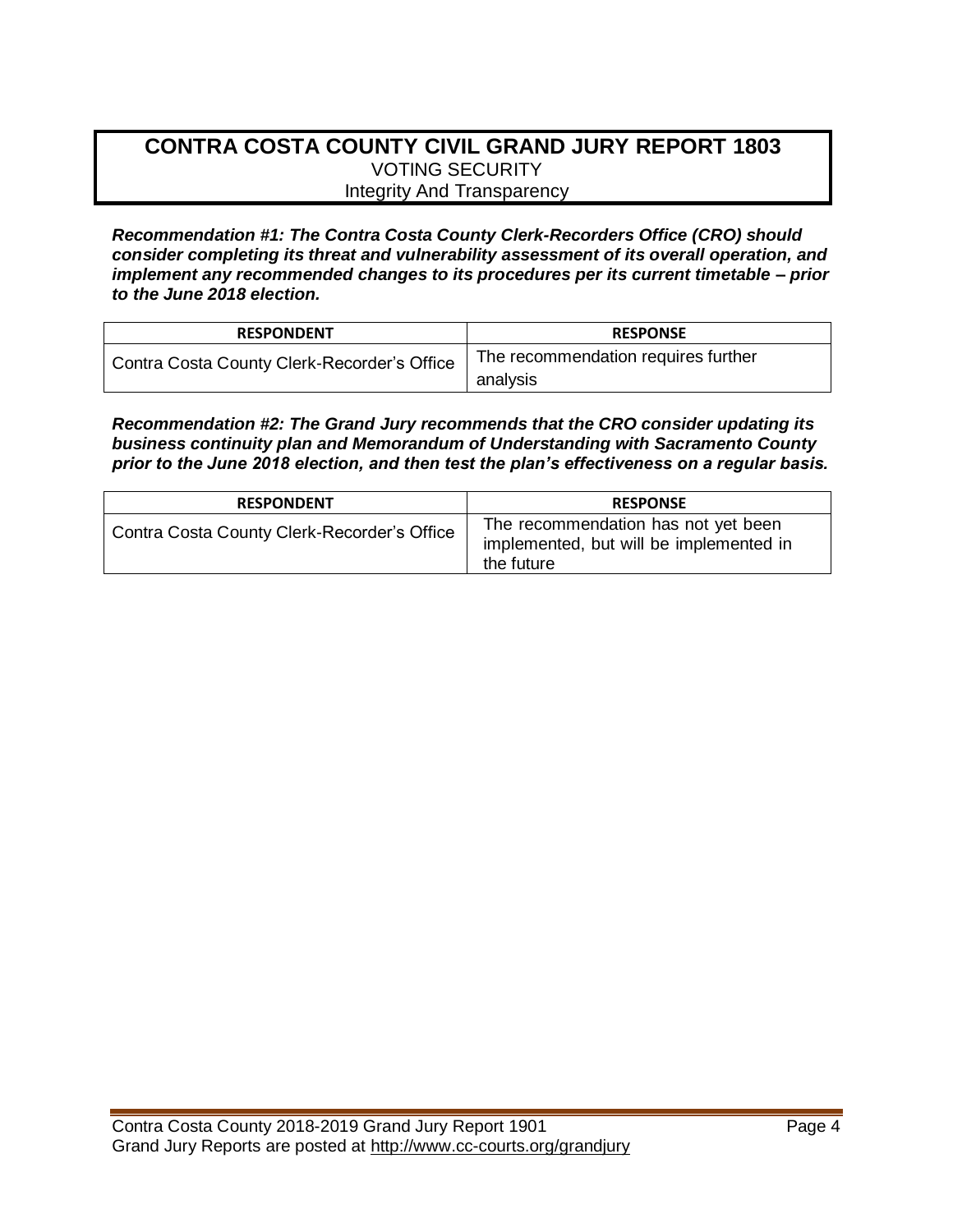## CONTRA COSTA COUNTY CIVIL GRAND JURY REPORT 1803
VOTING SECURITY
Integrity And Transparency

***Recommendation #1: The Contra Costa County Clerk-Recorders Office (CRO) should consider completing its threat and vulnerability assessment of its overall operation, and implement any recommended changes to its procedures per its current timetable – prior to the June 2018 election.***

| RESPONDENT | RESPONSE |
| --- | --- |
| Contra Costa County Clerk-Recorder's Office | The recommendation requires further analysis |

***Recommendation #2: The Grand Jury recommends that the CRO consider updating its business continuity plan and Memorandum of Understanding with Sacramento County prior to the June 2018 election, and then test the plan's effectiveness on a regular basis.***

| RESPONDENT | RESPONSE |
| --- | --- |
| Contra Costa County Clerk-Recorder's Office | The recommendation has not yet been implemented, but will be implemented in the future |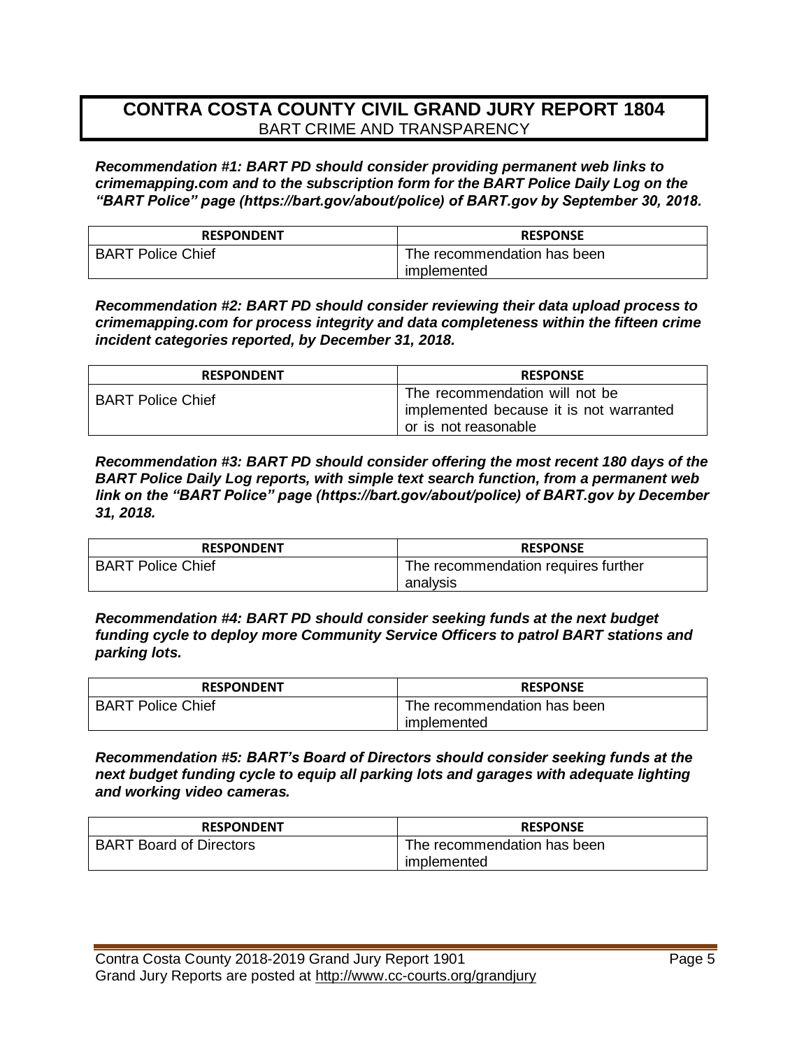# CONTRA COSTA COUNTY CIVIL GRAND JURY REPORT 1804

BART CRIME AND TRANSPARENCY

***Recommendation #1: BART PD should consider providing permanent web links to crimemapping.com and to the subscription form for the BART Police Daily Log on the "BART Police" page (https://bart.gov/about/police) of BART.gov by September 30, 2018.***

| RESPONDENT | RESPONSE |
|---|---|
| BART Police Chief | The recommendation has been implemented |

***Recommendation #2: BART PD should consider reviewing their data upload process to crimemapping.com for process integrity and data completeness within the fifteen crime incident categories reported, by December 31, 2018.***

| RESPONDENT | RESPONSE |
|---|---|
| BART Police Chief | The recommendation will not be implemented because it is not warranted or is not reasonable |

***Recommendation #3: BART PD should consider offering the most recent 180 days of the BART Police Daily Log reports, with simple text search function, from a permanent web link on the "BART Police" page (https://bart.gov/about/police) of BART.gov by December 31, 2018.***

| RESPONDENT | RESPONSE |
|---|---|
| BART Police Chief | The recommendation requires further analysis |

***Recommendation #4: BART PD should consider seeking funds at the next budget funding cycle to deploy more Community Service Officers to patrol BART stations and parking lots.***

| RESPONDENT | RESPONSE |
|---|---|
| BART Police Chief | The recommendation has been implemented |

***Recommendation #5: BART's Board of Directors should consider seeking funds at the next budget funding cycle to equip all parking lots and garages with adequate lighting and working video cameras.***

| RESPONDENT | RESPONSE |
|---|---|
| BART Board of Directors | The recommendation has been implemented |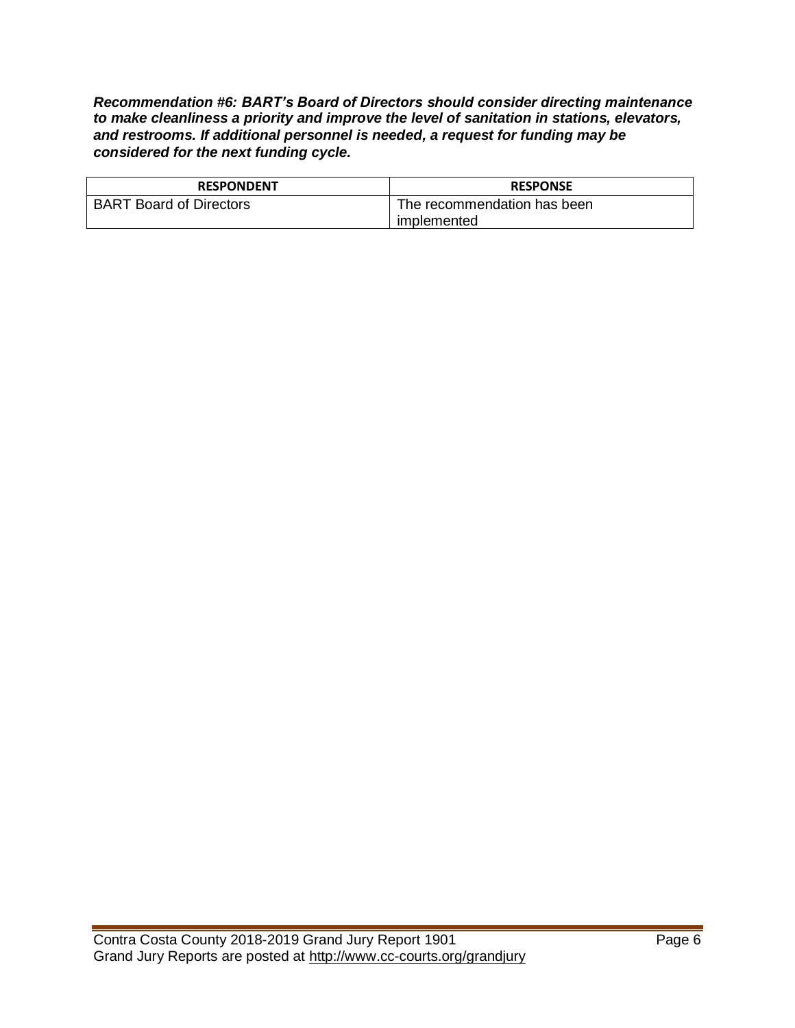***Recommendation #6: BART's Board of Directors should consider directing maintenance to make cleanliness a priority and improve the level of sanitation in stations, elevators, and restrooms. If additional personnel is needed, a request for funding may be considered for the next funding cycle.***

| RESPONDENT | RESPONSE |
| --- | --- |
| BART Board of Directors | The recommendation has been implemented |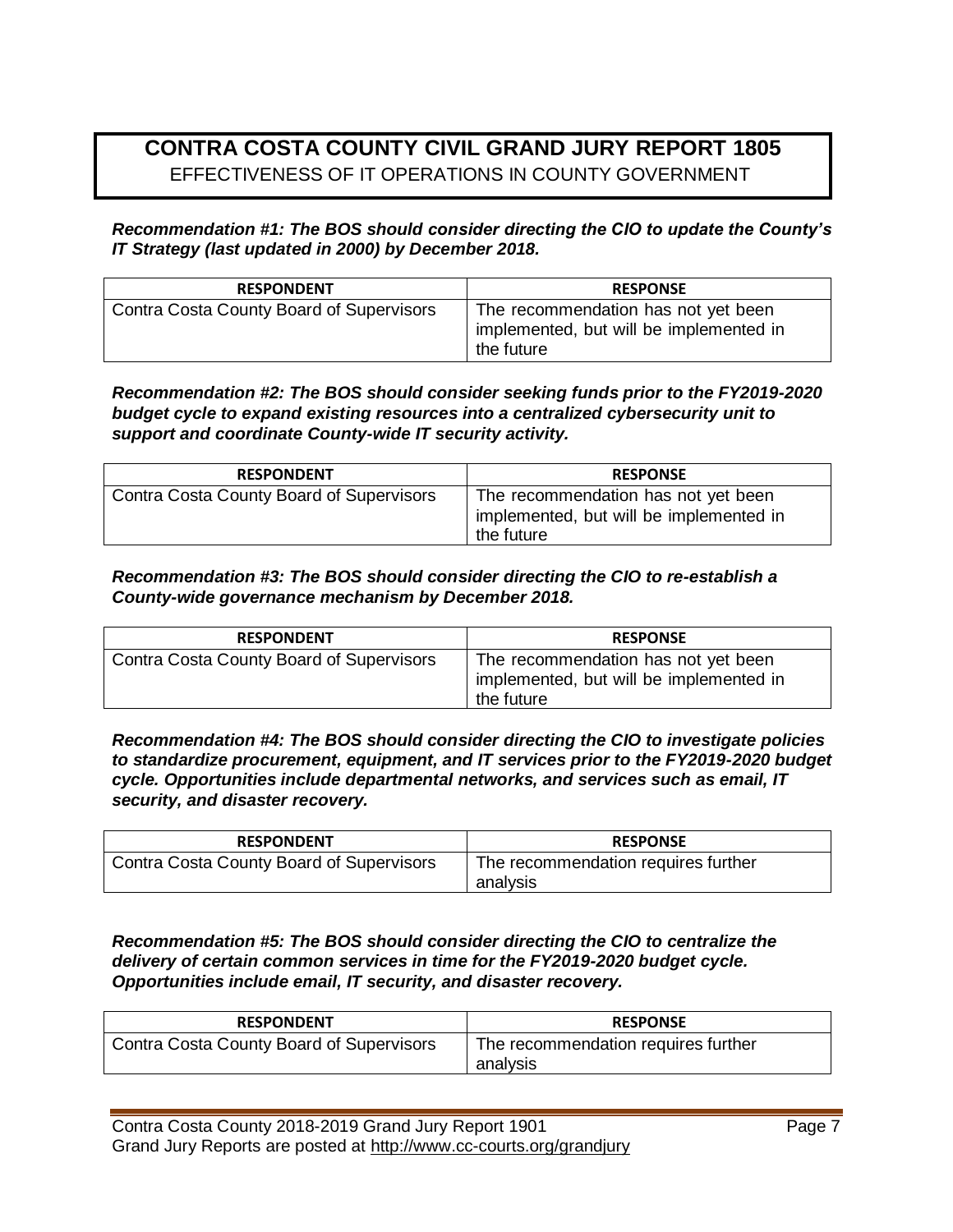## CONTRA COSTA COUNTY CIVIL GRAND JURY REPORT 1805
EFFECTIVENESS OF IT OPERATIONS IN COUNTY GOVERNMENT

***Recommendation #1: The BOS should consider directing the CIO to update the County's IT Strategy (last updated in 2000) by December 2018.***

| RESPONDENT | RESPONSE |
|---|---|
| Contra Costa County Board of Supervisors | The recommendation has not yet been implemented, but will be implemented in the future |

***Recommendation #2: The BOS should consider seeking funds prior to the FY2019-2020 budget cycle to expand existing resources into a centralized cybersecurity unit to support and coordinate County-wide IT security activity.***

| RESPONDENT | RESPONSE |
|---|---|
| Contra Costa County Board of Supervisors | The recommendation has not yet been implemented, but will be implemented in the future |

***Recommendation #3: The BOS should consider directing the CIO to re-establish a County-wide governance mechanism by December 2018.***

| RESPONDENT | RESPONSE |
|---|---|
| Contra Costa County Board of Supervisors | The recommendation has not yet been implemented, but will be implemented in the future |

***Recommendation #4: The BOS should consider directing the CIO to investigate policies to standardize procurement, equipment, and IT services prior to the FY2019-2020 budget cycle. Opportunities include departmental networks, and services such as email, IT security, and disaster recovery.***

| RESPONDENT | RESPONSE |
|---|---|
| Contra Costa County Board of Supervisors | The recommendation requires further analysis |

***Recommendation #5: The BOS should consider directing the CIO to centralize the delivery of certain common services in time for the FY2019-2020 budget cycle. Opportunities include email, IT security, and disaster recovery.***

| RESPONDENT | RESPONSE |
|---|---|
| Contra Costa County Board of Supervisors | The recommendation requires further analysis |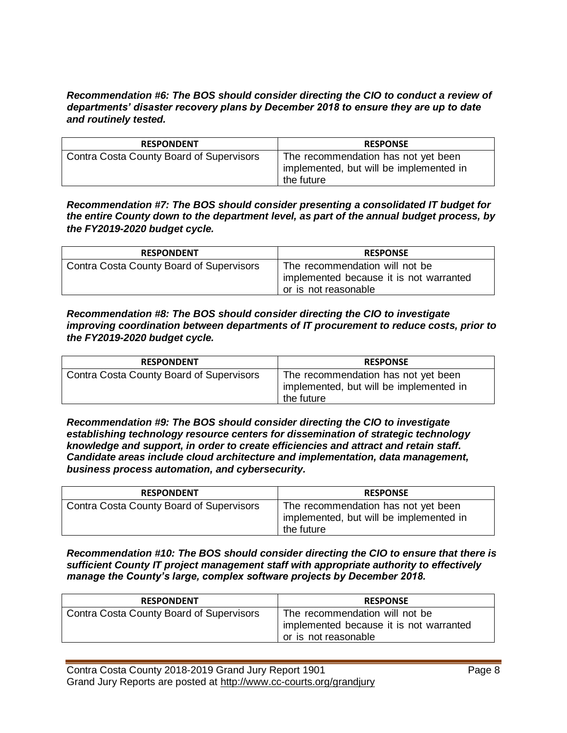***Recommendation #6: The BOS should consider directing the CIO to conduct a review of departments' disaster recovery plans by December 2018 to ensure they are up to date and routinely tested.***

| RESPONDENT | RESPONSE |
| --- | --- |
| Contra Costa County Board of Supervisors | The recommendation has not yet been implemented, but will be implemented in the future |

***Recommendation #7: The BOS should consider presenting a consolidated IT budget for the entire County down to the department level, as part of the annual budget process, by the FY2019-2020 budget cycle.***

| RESPONDENT | RESPONSE |
| --- | --- |
| Contra Costa County Board of Supervisors | The recommendation will not be implemented because it is not warranted or is not reasonable |

***Recommendation #8: The BOS should consider directing the CIO to investigate improving coordination between departments of IT procurement to reduce costs, prior to the FY2019-2020 budget cycle.***

| RESPONDENT | RESPONSE |
| --- | --- |
| Contra Costa County Board of Supervisors | The recommendation has not yet been implemented, but will be implemented in the future |

***Recommendation #9: The BOS should consider directing the CIO to investigate establishing technology resource centers for dissemination of strategic technology knowledge and support, in order to create efficiencies and attract and retain staff. Candidate areas include cloud architecture and implementation, data management, business process automation, and cybersecurity.***

| RESPONDENT | RESPONSE |
| --- | --- |
| Contra Costa County Board of Supervisors | The recommendation has not yet been implemented, but will be implemented in the future |

***Recommendation #10: The BOS should consider directing the CIO to ensure that there is sufficient County IT project management staff with appropriate authority to effectively manage the County's large, complex software projects by December 2018.***

| RESPONDENT | RESPONSE |
| --- | --- |
| Contra Costa County Board of Supervisors | The recommendation will not be implemented because it is not warranted or is not reasonable |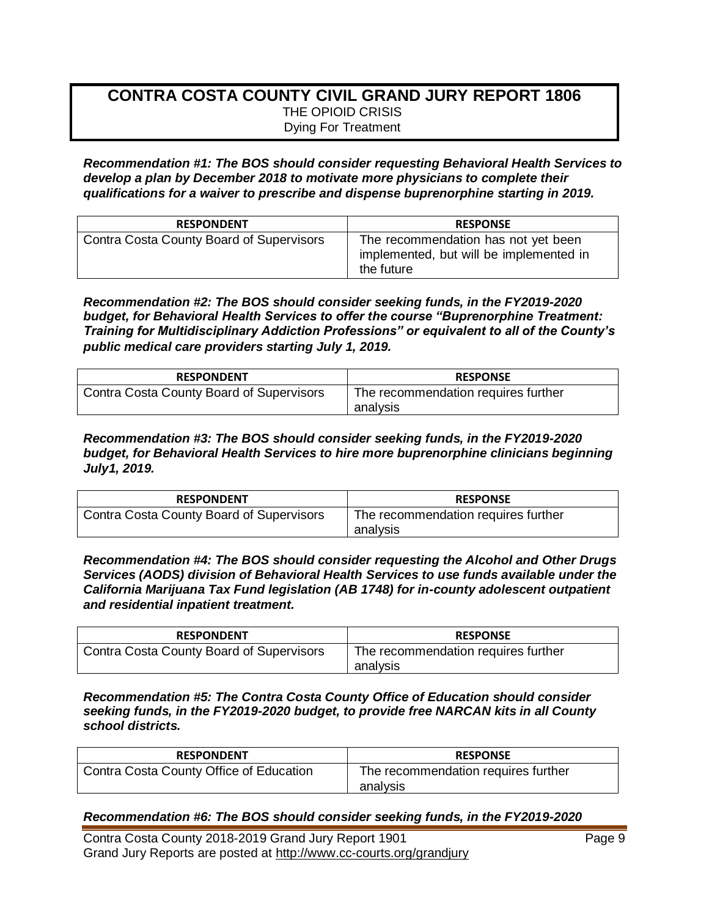## CONTRA COSTA COUNTY CIVIL GRAND JURY REPORT 1806

THE OPIOID CRISIS

Dying For Treatment

***Recommendation #1: The BOS should consider requesting Behavioral Health Services to develop a plan by December 2018 to motivate more physicians to complete their qualifications for a waiver to prescribe and dispense buprenorphine starting in 2019.***

| RESPONDENT | RESPONSE |
| --- | --- |
| Contra Costa County Board of Supervisors | The recommendation has not yet been implemented, but will be implemented in the future |

***Recommendation #2: The BOS should consider seeking funds, in the FY2019-2020 budget, for Behavioral Health Services to offer the course "Buprenorphine Treatment: Training for Multidisciplinary Addiction Professions" or equivalent to all of the County's public medical care providers starting July 1, 2019.***

| RESPONDENT | RESPONSE |
| --- | --- |
| Contra Costa County Board of Supervisors | The recommendation requires further analysis |

***Recommendation #3: The BOS should consider seeking funds, in the FY2019-2020 budget, for Behavioral Health Services to hire more buprenorphine clinicians beginning July1, 2019.***

| RESPONDENT | RESPONSE |
| --- | --- |
| Contra Costa County Board of Supervisors | The recommendation requires further analysis |

***Recommendation #4: The BOS should consider requesting the Alcohol and Other Drugs Services (AODS) division of Behavioral Health Services to use funds available under the California Marijuana Tax Fund legislation (AB 1748) for in-county adolescent outpatient and residential inpatient treatment.***

| RESPONDENT | RESPONSE |
| --- | --- |
| Contra Costa County Board of Supervisors | The recommendation requires further analysis |

***Recommendation #5: The Contra Costa County Office of Education should consider seeking funds, in the FY2019-2020 budget, to provide free NARCAN kits in all County school districts.***

| RESPONDENT | RESPONSE |
| --- | --- |
| Contra Costa County Office of Education | The recommendation requires further analysis |

***Recommendation #6: The BOS should consider seeking funds, in the FY2019-2020***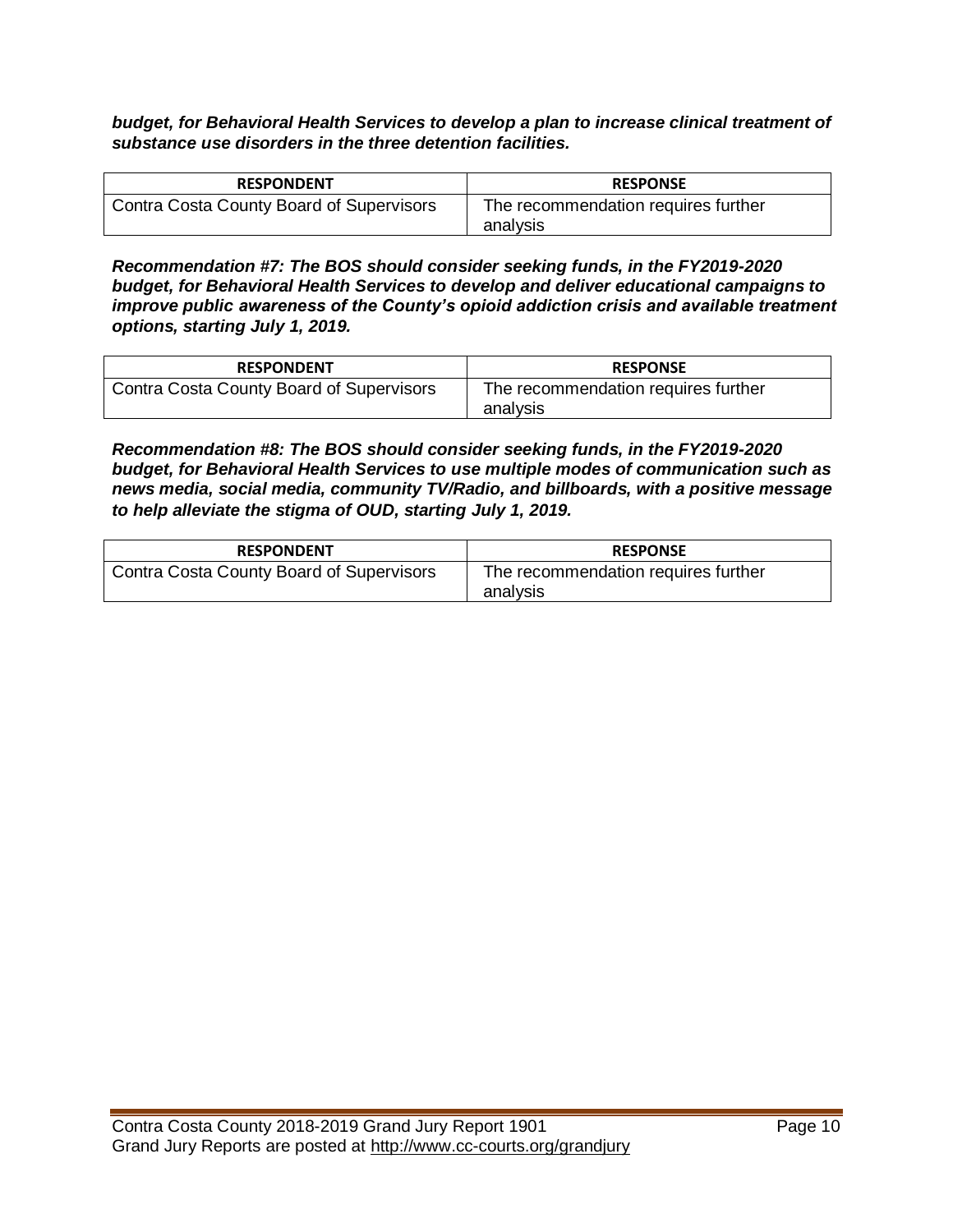***budget, for Behavioral Health Services to develop a plan to increase clinical treatment of substance use disorders in the three detention facilities.***

| RESPONDENT | RESPONSE |
| --- | --- |
| Contra Costa County Board of Supervisors | The recommendation requires further analysis |

***Recommendation #7: The BOS should consider seeking funds, in the FY2019-2020 budget, for Behavioral Health Services to develop and deliver educational campaigns to improve public awareness of the County's opioid addiction crisis and available treatment options, starting July 1, 2019.***

| RESPONDENT | RESPONSE |
| --- | --- |
| Contra Costa County Board of Supervisors | The recommendation requires further analysis |

***Recommendation #8: The BOS should consider seeking funds, in the FY2019-2020 budget, for Behavioral Health Services to use multiple modes of communication such as news media, social media, community TV/Radio, and billboards, with a positive message to help alleviate the stigma of OUD, starting July 1, 2019.***

| RESPONDENT | RESPONSE |
| --- | --- |
| Contra Costa County Board of Supervisors | The recommendation requires further analysis |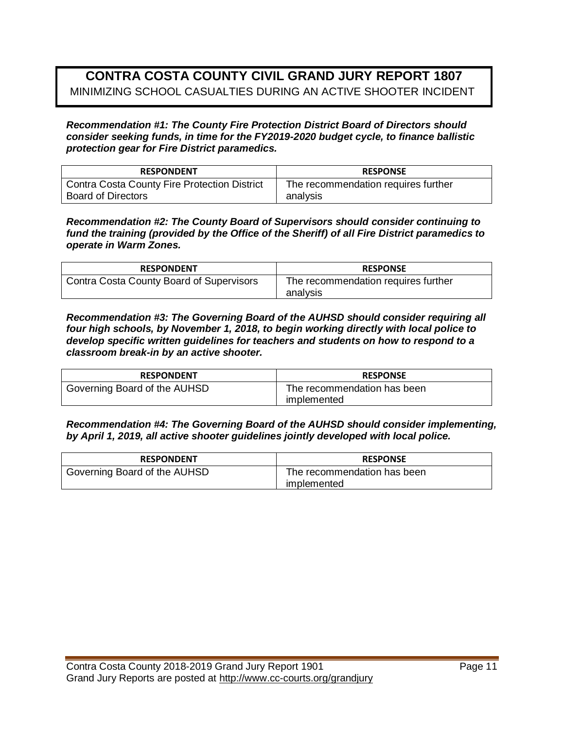# CONTRA COSTA COUNTY CIVIL GRAND JURY REPORT 1807

MINIMIZING SCHOOL CASUALTIES DURING AN ACTIVE SHOOTER INCIDENT

***Recommendation #1: The County Fire Protection District Board of Directors should consider seeking funds, in time for the FY2019-2020 budget cycle, to finance ballistic protection gear for Fire District paramedics.***

| RESPONDENT | RESPONSE |
| --- | --- |
| Contra Costa County Fire Protection District Board of Directors | The recommendation requires further analysis |

***Recommendation #2: The County Board of Supervisors should consider continuing to fund the training (provided by the Office of the Sheriff) of all Fire District paramedics to operate in Warm Zones.***

| RESPONDENT | RESPONSE |
| --- | --- |
| Contra Costa County Board of Supervisors | The recommendation requires further analysis |

***Recommendation #3: The Governing Board of the AUHSD should consider requiring all four high schools, by November 1, 2018, to begin working directly with local police to develop specific written guidelines for teachers and students on how to respond to a classroom break-in by an active shooter.***

| RESPONDENT | RESPONSE |
| --- | --- |
| Governing Board of the AUHSD | The recommendation has been implemented |

***Recommendation #4: The Governing Board of the AUHSD should consider implementing, by April 1, 2019, all active shooter guidelines jointly developed with local police.***

| RESPONDENT | RESPONSE |
| --- | --- |
| Governing Board of the AUHSD | The recommendation has been implemented |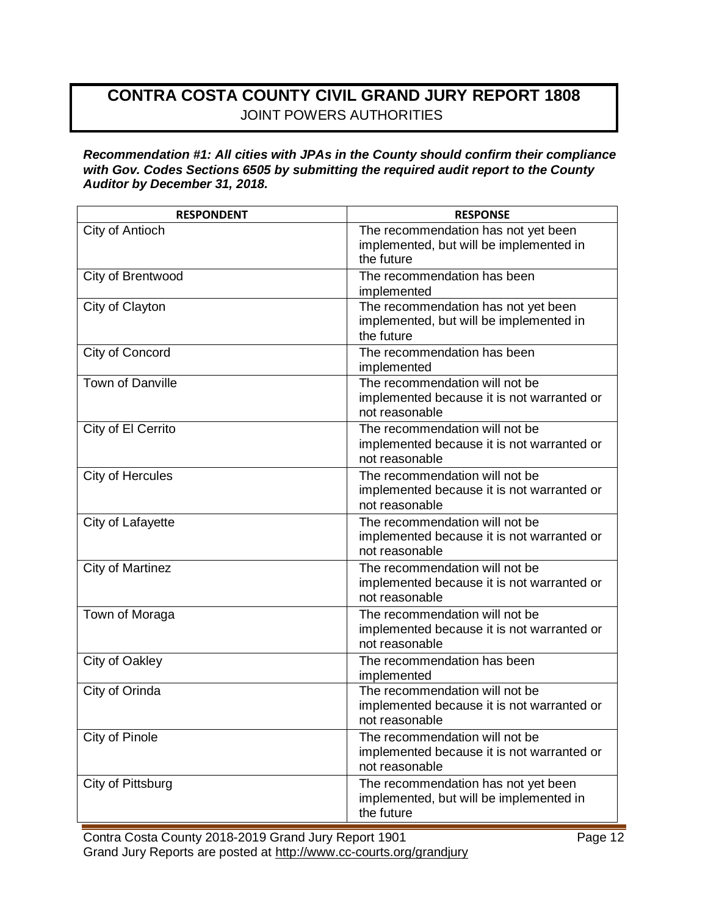# CONTRA COSTA COUNTY CIVIL GRAND JURY REPORT 1808

JOINT POWERS AUTHORITIES

***Recommendation #1: All cities with JPAs in the County should confirm their compliance with Gov. Codes Sections 6505 by submitting the required audit report to the County Auditor by December 31, 2018.***

| RESPONDENT | RESPONSE |
|---|---|
| City of Antioch | The recommendation has not yet been implemented, but will be implemented in the future |
| City of Brentwood | The recommendation has been implemented |
| City of Clayton | The recommendation has not yet been implemented, but will be implemented in the future |
| City of Concord | The recommendation has been implemented |
| Town of Danville | The recommendation will not be implemented because it is not warranted or not reasonable |
| City of El Cerrito | The recommendation will not be implemented because it is not warranted or not reasonable |
| City of Hercules | The recommendation will not be implemented because it is not warranted or not reasonable |
| City of Lafayette | The recommendation will not be implemented because it is not warranted or not reasonable |
| City of Martinez | The recommendation will not be implemented because it is not warranted or not reasonable |
| Town of Moraga | The recommendation will not be implemented because it is not warranted or not reasonable |
| City of Oakley | The recommendation has been implemented |
| City of Orinda | The recommendation will not be implemented because it is not warranted or not reasonable |
| City of Pinole | The recommendation will not be implemented because it is not warranted or not reasonable |
| City of Pittsburg | The recommendation has not yet been implemented, but will be implemented in the future |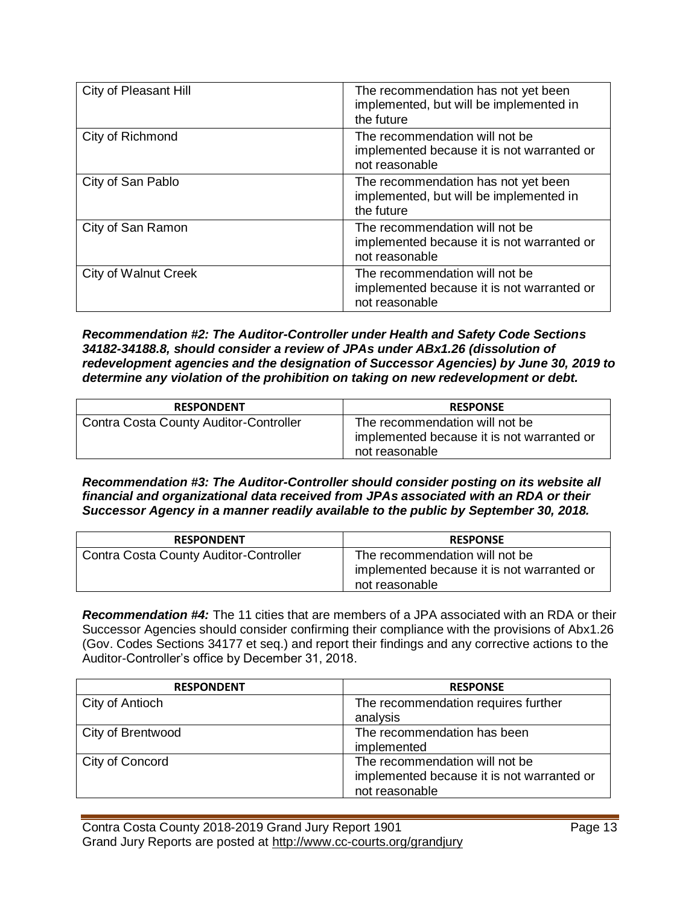| | |
|---|---|
| City of Pleasant Hill | The recommendation has not yet been implemented, but will be implemented in the future |
| City of Richmond | The recommendation will not be implemented because it is not warranted or not reasonable |
| City of San Pablo | The recommendation has not yet been implemented, but will be implemented in the future |
| City of San Ramon | The recommendation will not be implemented because it is not warranted or not reasonable |
| City of Walnut Creek | The recommendation will not be implemented because it is not warranted or not reasonable |

***Recommendation #2: The Auditor-Controller under Health and Safety Code Sections 34182-34188.8, should consider a review of JPAs under ABx1.26 (dissolution of redevelopment agencies and the designation of Successor Agencies) by June 30, 2019 to determine any violation of the prohibition on taking on new redevelopment or debt.***

| RESPONDENT | RESPONSE |
|---|---|
| Contra Costa County Auditor-Controller | The recommendation will not be implemented because it is not warranted or not reasonable |

***Recommendation #3: The Auditor-Controller should consider posting on its website all financial and organizational data received from JPAs associated with an RDA or their Successor Agency in a manner readily available to the public by September 30, 2018.***

| RESPONDENT | RESPONSE |
|---|---|
| Contra Costa County Auditor-Controller | The recommendation will not be implemented because it is not warranted or not reasonable |

***Recommendation #4:*** The 11 cities that are members of a JPA associated with an RDA or their Successor Agencies should consider confirming their compliance with the provisions of Abx1.26 (Gov. Codes Sections 34177 et seq.) and report their findings and any corrective actions to the Auditor-Controller's office by December 31, 2018.

| RESPONDENT | RESPONSE |
|---|---|
| City of Antioch | The recommendation requires further analysis |
| City of Brentwood | The recommendation has been implemented |
| City of Concord | The recommendation will not be implemented because it is not warranted or not reasonable |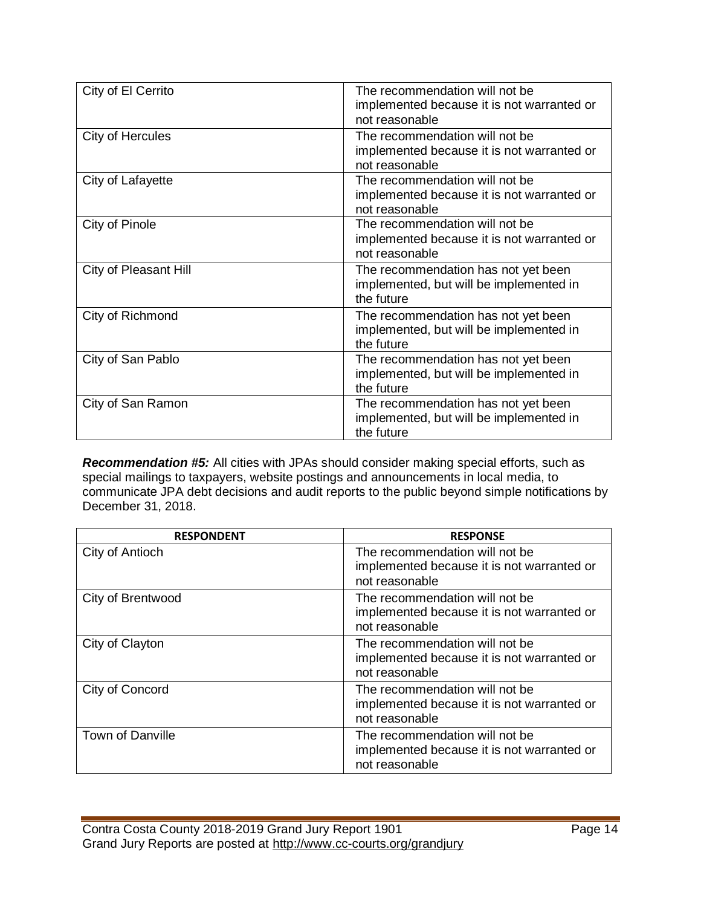| | |
|---|---|
| City of El Cerrito | The recommendation will not be implemented because it is not warranted or not reasonable |
| City of Hercules | The recommendation will not be implemented because it is not warranted or not reasonable |
| City of Lafayette | The recommendation will not be implemented because it is not warranted or not reasonable |
| City of Pinole | The recommendation will not be implemented because it is not warranted or not reasonable |
| City of Pleasant Hill | The recommendation has not yet been implemented, but will be implemented in the future |
| City of Richmond | The recommendation has not yet been implemented, but will be implemented in the future |
| City of San Pablo | The recommendation has not yet been implemented, but will be implemented in the future |
| City of San Ramon | The recommendation has not yet been implemented, but will be implemented in the future |

***Recommendation #5:*** All cities with JPAs should consider making special efforts, such as special mailings to taxpayers, website postings and announcements in local media, to communicate JPA debt decisions and audit reports to the public beyond simple notifications by December 31, 2018.

| RESPONDENT | RESPONSE |
|---|---|
| City of Antioch | The recommendation will not be implemented because it is not warranted or not reasonable |
| City of Brentwood | The recommendation will not be implemented because it is not warranted or not reasonable |
| City of Clayton | The recommendation will not be implemented because it is not warranted or not reasonable |
| City of Concord | The recommendation will not be implemented because it is not warranted or not reasonable |
| Town of Danville | The recommendation will not be implemented because it is not warranted or not reasonable |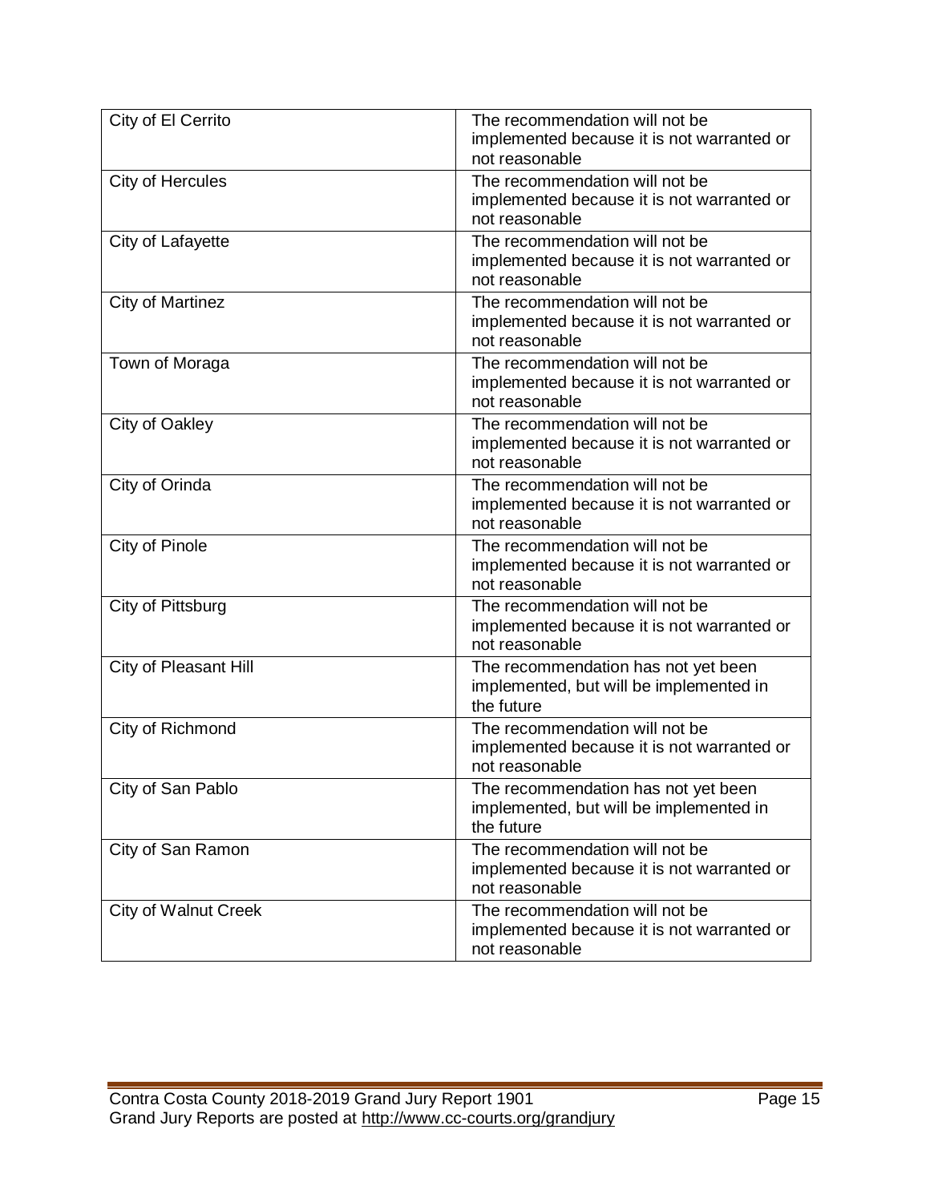| | |
|---|---|
| City of El Cerrito | The recommendation will not be implemented because it is not warranted or not reasonable |
| City of Hercules | The recommendation will not be implemented because it is not warranted or not reasonable |
| City of Lafayette | The recommendation will not be implemented because it is not warranted or not reasonable |
| City of Martinez | The recommendation will not be implemented because it is not warranted or not reasonable |
| Town of Moraga | The recommendation will not be implemented because it is not warranted or not reasonable |
| City of Oakley | The recommendation will not be implemented because it is not warranted or not reasonable |
| City of Orinda | The recommendation will not be implemented because it is not warranted or not reasonable |
| City of Pinole | The recommendation will not be implemented because it is not warranted or not reasonable |
| City of Pittsburg | The recommendation will not be implemented because it is not warranted or not reasonable |
| City of Pleasant Hill | The recommendation has not yet been implemented, but will be implemented in the future |
| City of Richmond | The recommendation will not be implemented because it is not warranted or not reasonable |
| City of San Pablo | The recommendation has not yet been implemented, but will be implemented in the future |
| City of San Ramon | The recommendation will not be implemented because it is not warranted or not reasonable |
| City of Walnut Creek | The recommendation will not be implemented because it is not warranted or not reasonable |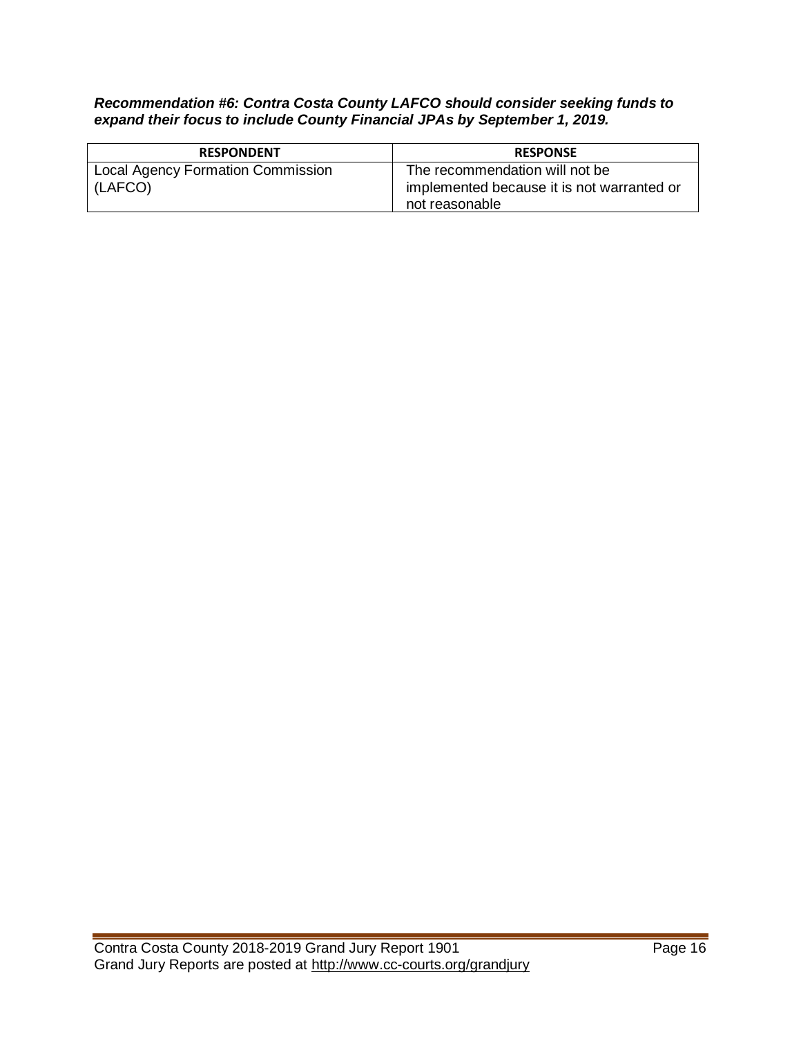***Recommendation #6: Contra Costa County LAFCO should consider seeking funds to expand their focus to include County Financial JPAs by September 1, 2019.***

| RESPONDENT | RESPONSE |
|---|---|
| Local Agency Formation Commission (LAFCO) | The recommendation will not be implemented because it is not warranted or not reasonable |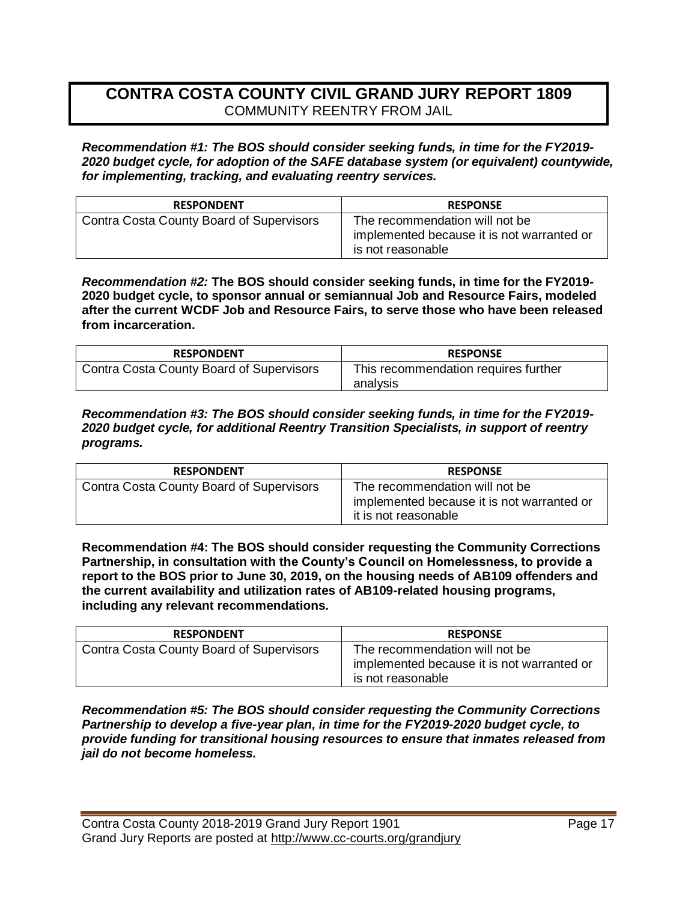# CONTRA COSTA COUNTY CIVIL GRAND JURY REPORT 1809

COMMUNITY REENTRY FROM JAIL

***Recommendation #1: The BOS should consider seeking funds, in time for the FY2019-2020 budget cycle, for adoption of the SAFE database system (or equivalent) countywide, for implementing, tracking, and evaluating reentry services.***

| RESPONDENT | RESPONSE |
|---|---|
| Contra Costa County Board of Supervisors | The recommendation will not be implemented because it is not warranted or is not reasonable |

***Recommendation #2:*** **The BOS should consider seeking funds, in time for the FY2019-2020 budget cycle, to sponsor annual or semiannual Job and Resource Fairs, modeled after the current WCDF Job and Resource Fairs, to serve those who have been released from incarceration.**

| RESPONDENT | RESPONSE |
|---|---|
| Contra Costa County Board of Supervisors | This recommendation requires further analysis |

***Recommendation #3: The BOS should consider seeking funds, in time for the FY2019-2020 budget cycle, for additional Reentry Transition Specialists, in support of reentry programs.***

| RESPONDENT | RESPONSE |
|---|---|
| Contra Costa County Board of Supervisors | The recommendation will not be implemented because it is not warranted or it is not reasonable |

**Recommendation #4: The BOS should consider requesting the Community Corrections Partnership, in consultation with the County's Council on Homelessness, to provide a report to the BOS prior to June 30, 2019, on the housing needs of AB109 offenders and the current availability and utilization rates of AB109-related housing programs, including any relevant recommendations.**

| RESPONDENT | RESPONSE |
|---|---|
| Contra Costa County Board of Supervisors | The recommendation will not be implemented because it is not warranted or is not reasonable |

***Recommendation #5: The BOS should consider requesting the Community Corrections Partnership to develop a five-year plan, in time for the FY2019-2020 budget cycle, to provide funding for transitional housing resources to ensure that inmates released from jail do not become homeless.***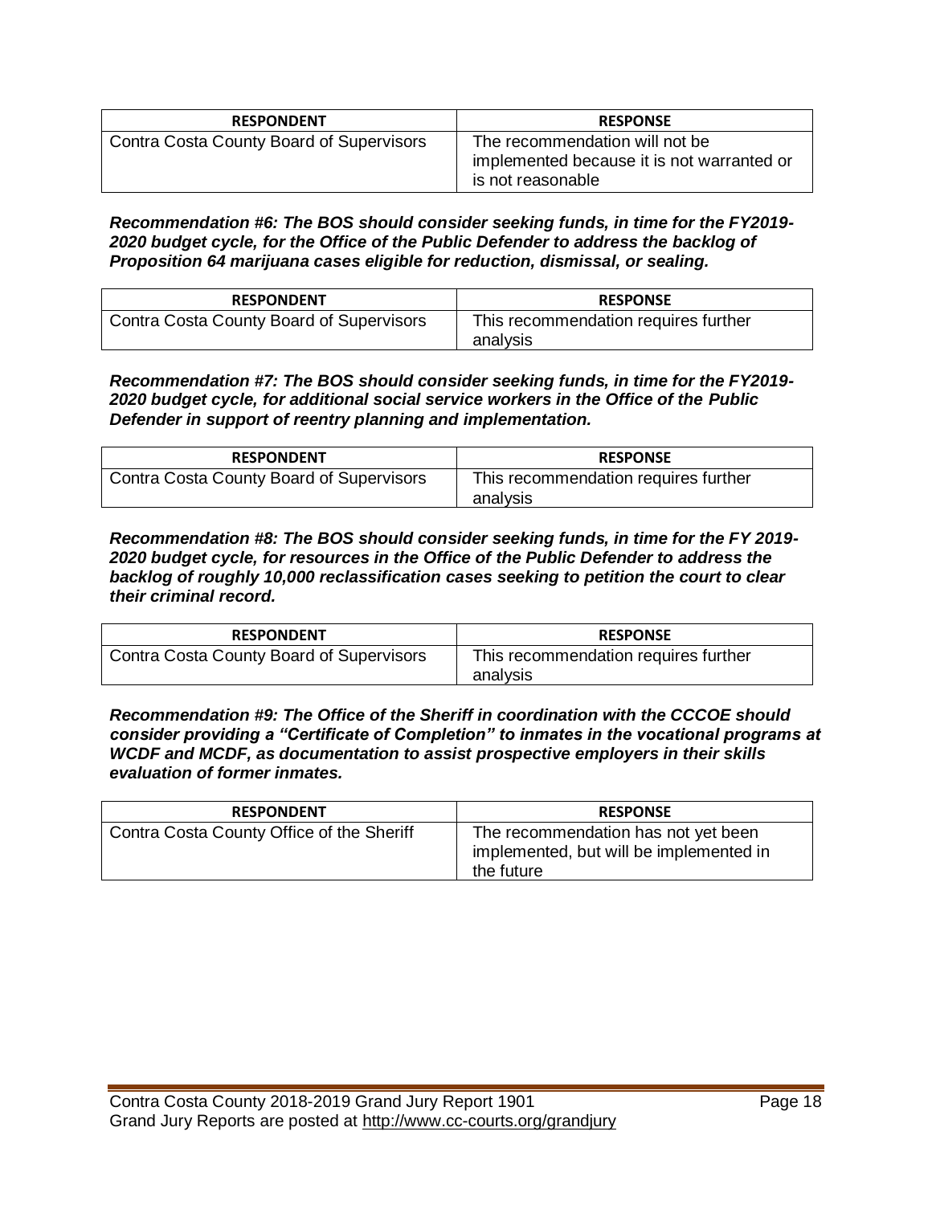| RESPONDENT | RESPONSE |
| --- | --- |
| Contra Costa County Board of Supervisors | The recommendation will not be implemented because it is not warranted or is not reasonable |

***Recommendation #6: The BOS should consider seeking funds, in time for the FY2019-2020 budget cycle, for the Office of the Public Defender to address the backlog of Proposition 64 marijuana cases eligible for reduction, dismissal, or sealing.***

| RESPONDENT | RESPONSE |
| --- | --- |
| Contra Costa County Board of Supervisors | This recommendation requires further analysis |

***Recommendation #7: The BOS should consider seeking funds, in time for the FY2019-2020 budget cycle, for additional social service workers in the Office of the Public Defender in support of reentry planning and implementation.***

| RESPONDENT | RESPONSE |
| --- | --- |
| Contra Costa County Board of Supervisors | This recommendation requires further analysis |

***Recommendation #8: The BOS should consider seeking funds, in time for the FY 2019-2020 budget cycle, for resources in the Office of the Public Defender to address the backlog of roughly 10,000 reclassification cases seeking to petition the court to clear their criminal record.***

| RESPONDENT | RESPONSE |
| --- | --- |
| Contra Costa County Board of Supervisors | This recommendation requires further analysis |

***Recommendation #9: The Office of the Sheriff in coordination with the CCCOE should consider providing a "Certificate of Completion" to inmates in the vocational programs at WCDF and MCDF, as documentation to assist prospective employers in their skills evaluation of former inmates.***

| RESPONDENT | RESPONSE |
| --- | --- |
| Contra Costa County Office of the Sheriff | The recommendation has not yet been implemented, but will be implemented in the future |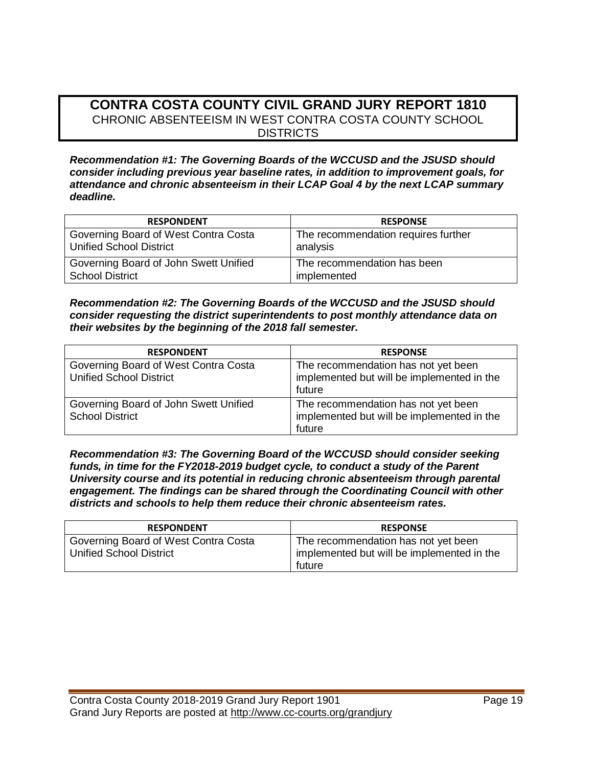## CONTRA COSTA COUNTY CIVIL GRAND JURY REPORT 1810
CHRONIC ABSENTEEISM IN WEST CONTRA COSTA COUNTY SCHOOL DISTRICTS

***Recommendation #1: The Governing Boards of the WCCUSD and the JSUSD should consider including previous year baseline rates, in addition to improvement goals, for attendance and chronic absenteeism in their LCAP Goal 4 by the next LCAP summary deadline.***

| RESPONDENT | RESPONSE |
|---|---|
| Governing Board of West Contra Costa Unified School District | The recommendation requires further analysis |
| Governing Board of John Swett Unified School District | The recommendation has been implemented |

***Recommendation #2: The Governing Boards of the WCCUSD and the JSUSD should consider requesting the district superintendents to post monthly attendance data on their websites by the beginning of the 2018 fall semester.***

| RESPONDENT | RESPONSE |
|---|---|
| Governing Board of West Contra Costa Unified School District | The recommendation has not yet been implemented but will be implemented in the future |
| Governing Board of John Swett Unified School District | The recommendation has not yet been implemented but will be implemented in the future |

***Recommendation #3: The Governing Board of the WCCUSD should consider seeking funds, in time for the FY2018-2019 budget cycle, to conduct a study of the Parent University course and its potential in reducing chronic absenteeism through parental engagement. The findings can be shared through the Coordinating Council with other districts and schools to help them reduce their chronic absenteeism rates.***

| RESPONDENT | RESPONSE |
|---|---|
| Governing Board of West Contra Costa Unified School District | The recommendation has not yet been implemented but will be implemented in the future |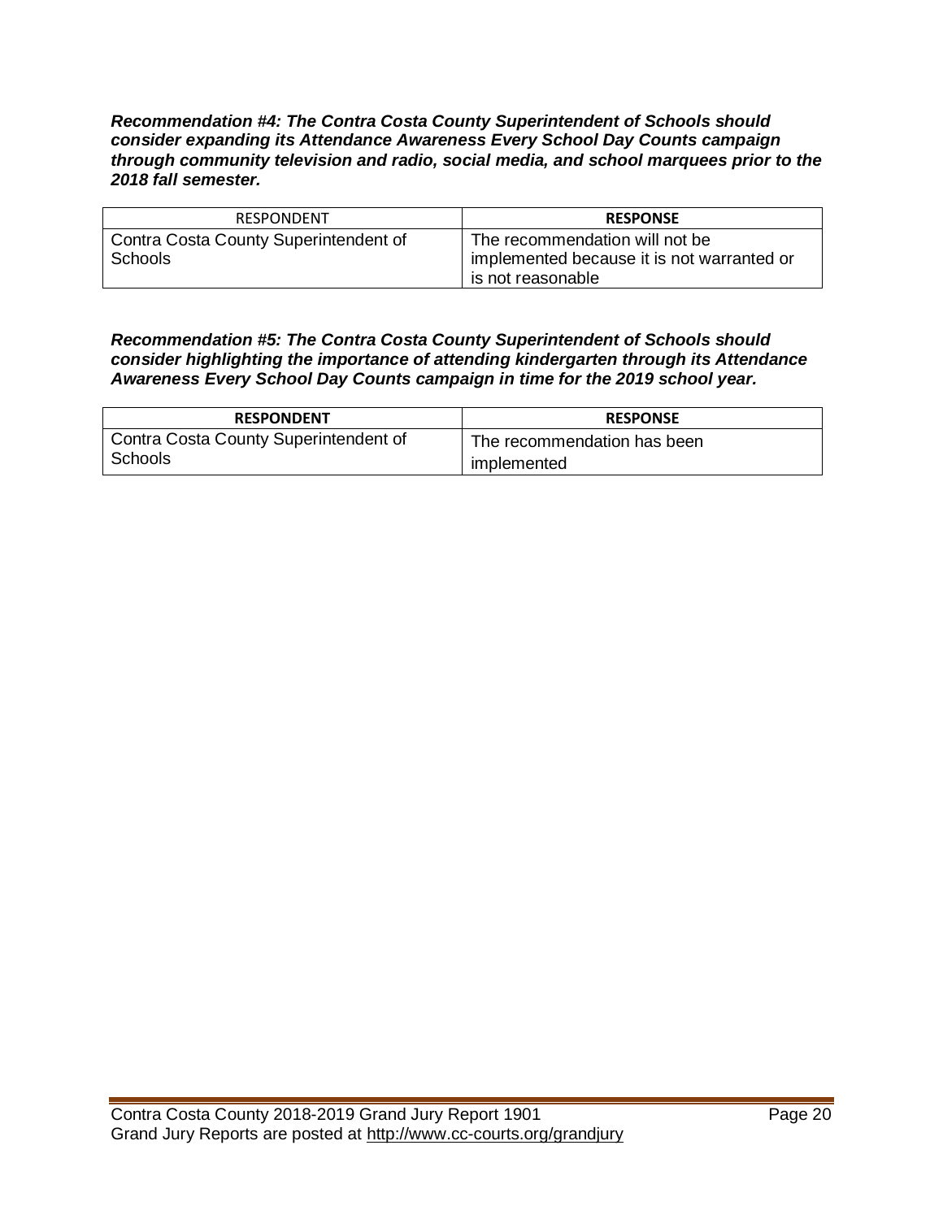***Recommendation #4: The Contra Costa County Superintendent of Schools should consider expanding its Attendance Awareness Every School Day Counts campaign through community television and radio, social media, and school marquees prior to the 2018 fall semester.***

| RESPONDENT | **RESPONSE** |
|---|---|
| Contra Costa County Superintendent of Schools | The recommendation will not be implemented because it is not warranted or is not reasonable |

***Recommendation #5: The Contra Costa County Superintendent of Schools should consider highlighting the importance of attending kindergarten through its Attendance Awareness Every School Day Counts campaign in time for the 2019 school year.***

| **RESPONDENT** | **RESPONSE** |
|---|---|
| Contra Costa County Superintendent of Schools | The recommendation has been implemented |